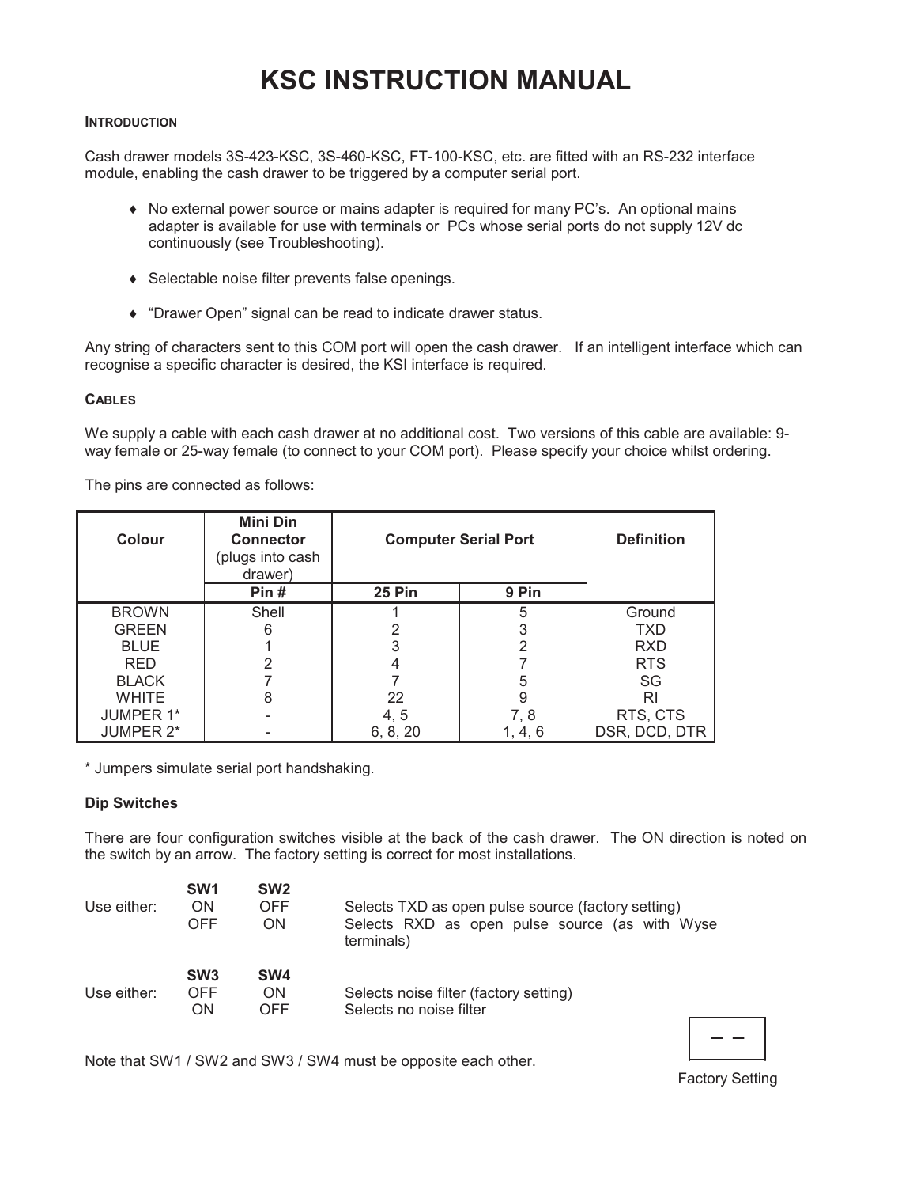# KSC INSTRUCTION MANUAL

### INTRODUCTION

Cash drawer models 3S-423-KSC, 3S-460-KSC, FT-100-KSC, etc. are fitted with an RS-232 interface module, enabling the cash drawer to be triggered by a computer serial port.

- No external power source or mains adapter is required for many PC's. An optional mains adapter is available for use with terminals or PCs whose serial ports do not supply 12V dc continuously (see Troubleshooting).
- Selectable noise filter prevents false openings.
- "Drawer Open" signal can be read to indicate drawer status.

Any string of characters sent to this COM port will open the cash drawer. If an intelligent interface which can recognise a specific character is desired, the KSI interface is required.

### CABLES

We supply a cable with each cash drawer at no additional cost. Two versions of this cable are available: 9-way female or 25-way female (to connect to your COM port). Please specify your choice whilst ordering.

The pins are connected as follows:

| Colour | Mini Din Connector (plugs into cash drawer) | Computer Serial Port | | Definition |
|---|---|---|---|---|
| | Pin # | 25 Pin | 9 Pin | |
| BROWN | Shell | 1 | 5 | Ground |
| GREEN | 6 | 2 | 3 | TXD |
| BLUE | 1 | 3 | 2 | RXD |
| RED | 2 | 4 | 7 | RTS |
| BLACK | 7 | 7 | 5 | SG |
| WHITE | 8 | 22 | 9 | RI |
| JUMPER 1* | - | 4, 5 | 7, 8 | RTS, CTS |
| JUMPER 2* | - | 6, 8, 20 | 1, 4, 6 | DSR, DCD, DTR |

* Jumpers simulate serial port handshaking.

### Dip Switches

There are four configuration switches visible at the back of the cash drawer. The ON direction is noted on the switch by an arrow. The factory setting is correct for most installations.

| | SW1 | SW2 | |
|---|---|---|---|
| Use either: | ON | OFF | Selects TXD as open pulse source (factory setting) |
| | OFF | ON | Selects RXD as open pulse source (as with Wyse terminals) |

| | SW3 | SW4 | |
|---|---|---|---|
| Use either: | OFF | ON | Selects noise filter (factory setting) |
| | ON | OFF | Selects no noise filter |

Note that SW1 / SW2 and SW3 / SW4 must be opposite each other.

Factory Setting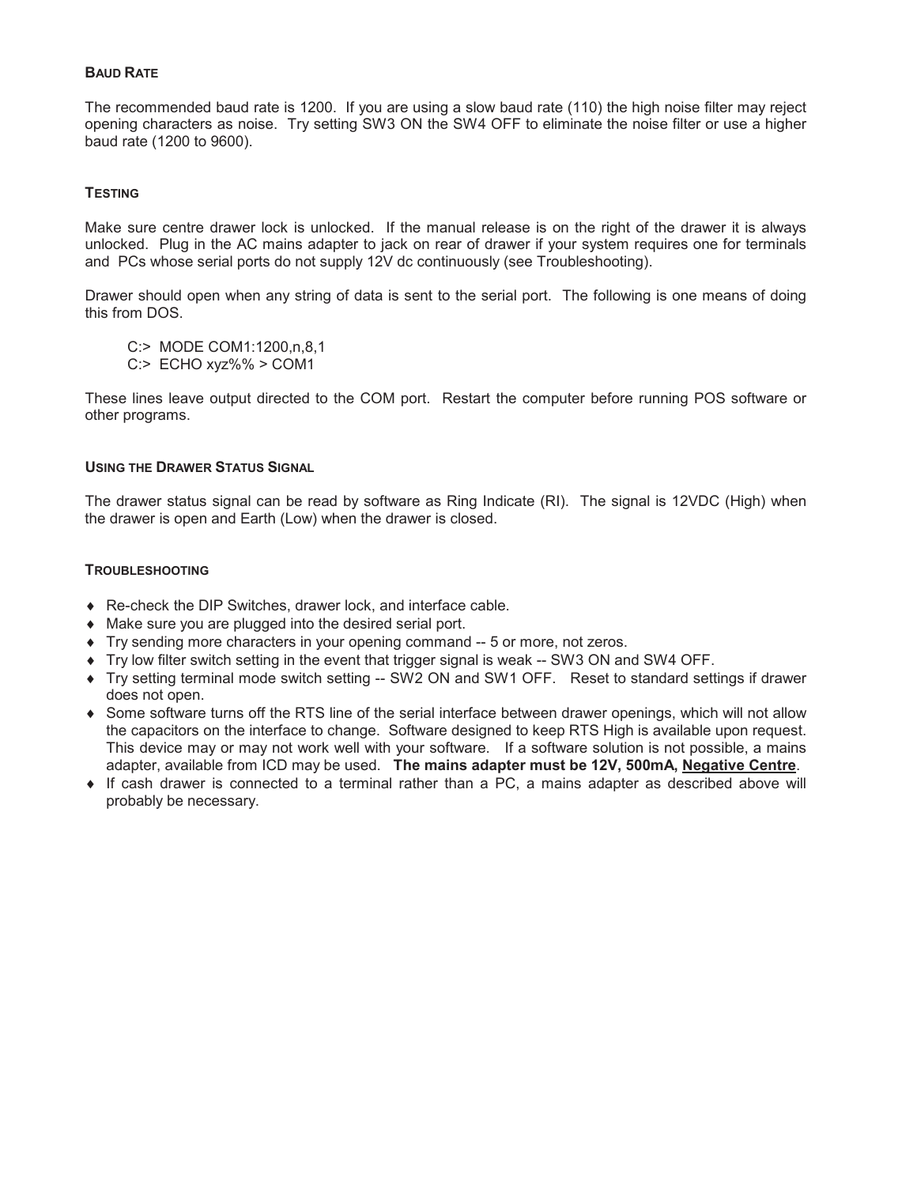### Baud Rate

The recommended baud rate is 1200. If you are using a slow baud rate (110) the high noise filter may reject opening characters as noise. Try setting SW3 ON the SW4 OFF to eliminate the noise filter or use a higher baud rate (1200 to 9600).

### Testing

Make sure centre drawer lock is unlocked. If the manual release is on the right of the drawer it is always unlocked. Plug in the AC mains adapter to jack on rear of drawer if your system requires one for terminals and PCs whose serial ports do not supply 12V dc continuously (see Troubleshooting).

Drawer should open when any string of data is sent to the serial port. The following is one means of doing this from DOS.

```
C:>  MODE COM1:1200,n,8,1
C:>  ECHO xyz%% > COM1
```

These lines leave output directed to the COM port. Restart the computer before running POS software or other programs.

### Using the Drawer Status Signal

The drawer status signal can be read by software as Ring Indicate (RI). The signal is 12VDC (High) when the drawer is open and Earth (Low) when the drawer is closed.

### Troubleshooting

- Re-check the DIP Switches, drawer lock, and interface cable.
- Make sure you are plugged into the desired serial port.
- Try sending more characters in your opening command -- 5 or more, not zeros.
- Try low filter switch setting in the event that trigger signal is weak -- SW3 ON and SW4 OFF.
- Try setting terminal mode switch setting -- SW2 ON and SW1 OFF. Reset to standard settings if drawer does not open.
- Some software turns off the RTS line of the serial interface between drawer openings, which will not allow the capacitors on the interface to change. Software designed to keep RTS High is available upon request. This device may or may not work well with your software. If a software solution is not possible, a mains adapter, available from ICD may be used. **The mains adapter must be 12V, 500mA, <u>Negative Centre</u>**.
- If cash drawer is connected to a terminal rather than a PC, a mains adapter as described above will probably be necessary.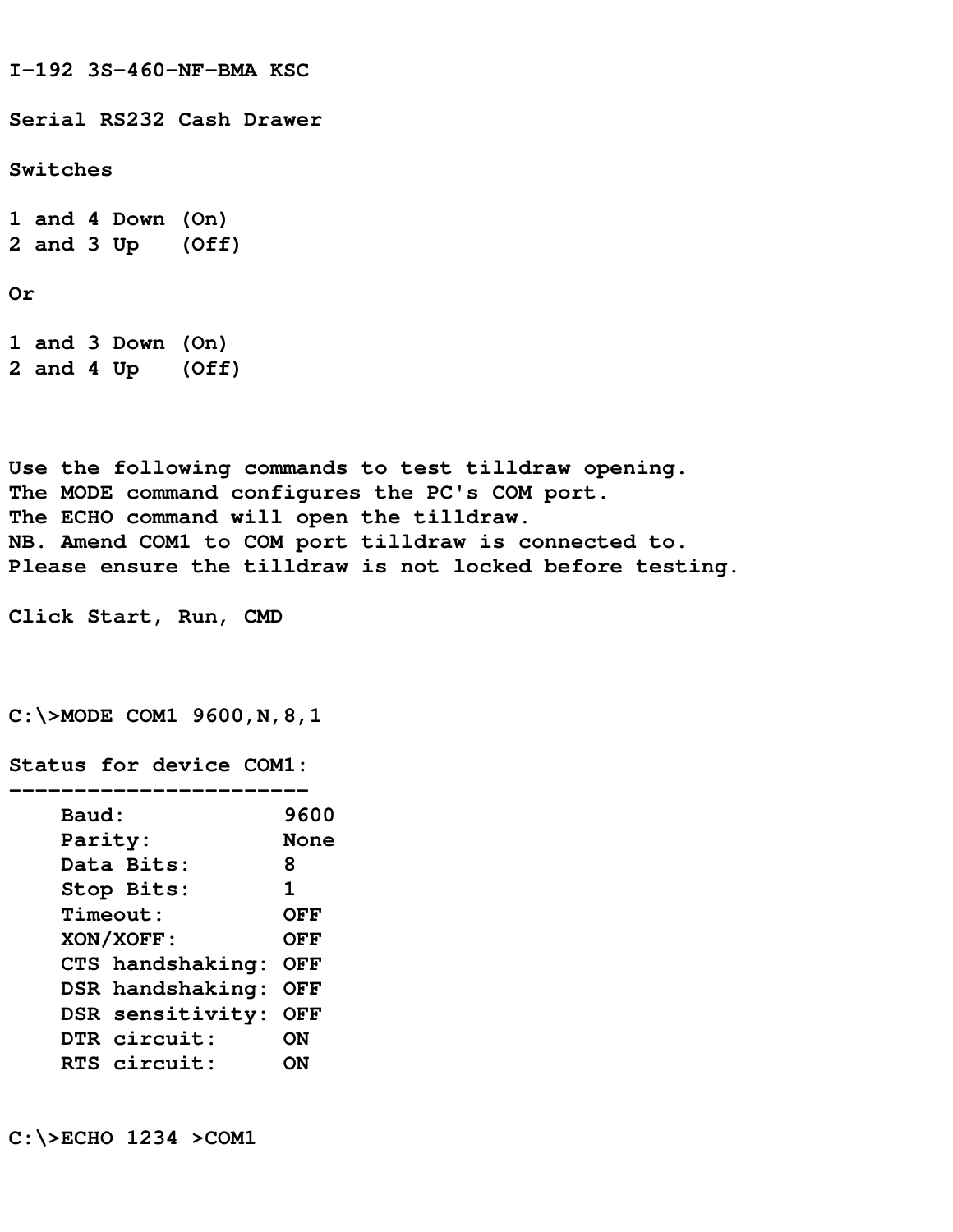**I-192 3S-460-NF-BMA KSC**

**Serial RS232 Cash Drawer**

**Switches**

**1 and 4 Down (On)**
**2 and 3 Up (Off)**

**Or**

**1 and 3 Down (On)**
**2 and 4 Up (Off)**

**Use the following commands to test tilldraw opening.**
**The MODE command configures the PC's COM port.**
**The ECHO command will open the tilldraw.**
**NB. Amend COM1 to COM port tilldraw is connected to.**
**Please ensure the tilldraw is not locked before testing.**

**Click Start, Run, CMD**

```
C:\>MODE COM1 9600,N,8,1

Status for device COM1:
-----------------------
    Baud:            9600
    Parity:          None
    Data Bits:       8
    Stop Bits:       1
    Timeout:         OFF
    XON/XOFF:        OFF
    CTS handshaking: OFF
    DSR handshaking: OFF
    DSR sensitivity: OFF
    DTR circuit:     ON
    RTS circuit:     ON


C:\>ECHO 1234 >COM1
```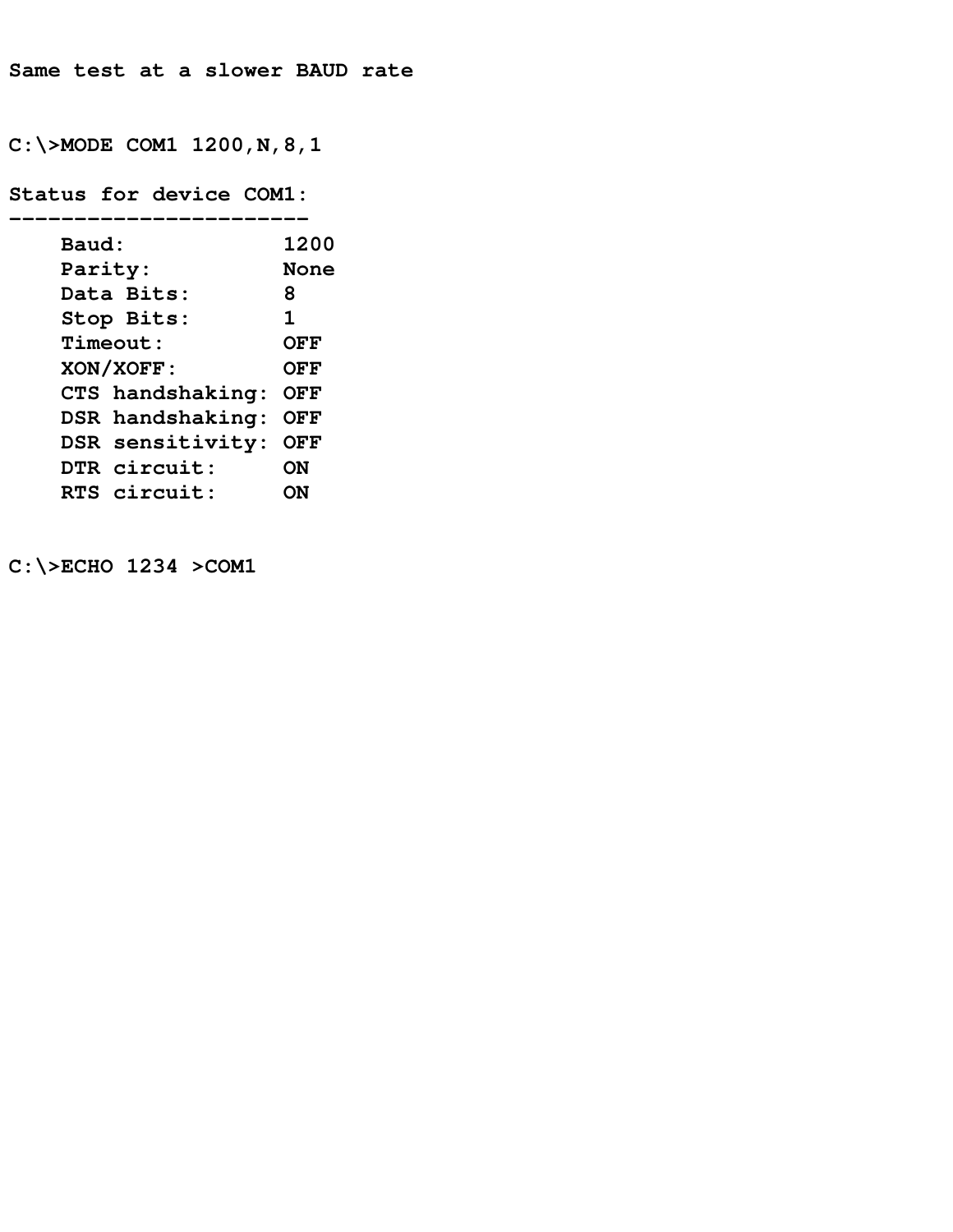Same test at a slower BAUD rate

```
C:\>MODE COM1 1200,N,8,1

Status for device COM1:
-----------------------
    Baud:            1200
    Parity:          None
    Data Bits:       8
    Stop Bits:       1
    Timeout:         OFF
    XON/XOFF:        OFF
    CTS handshaking: OFF
    DSR handshaking: OFF
    DSR sensitivity: OFF
    DTR circuit:     ON
    RTS circuit:     ON


C:\>ECHO 1234 >COM1
```